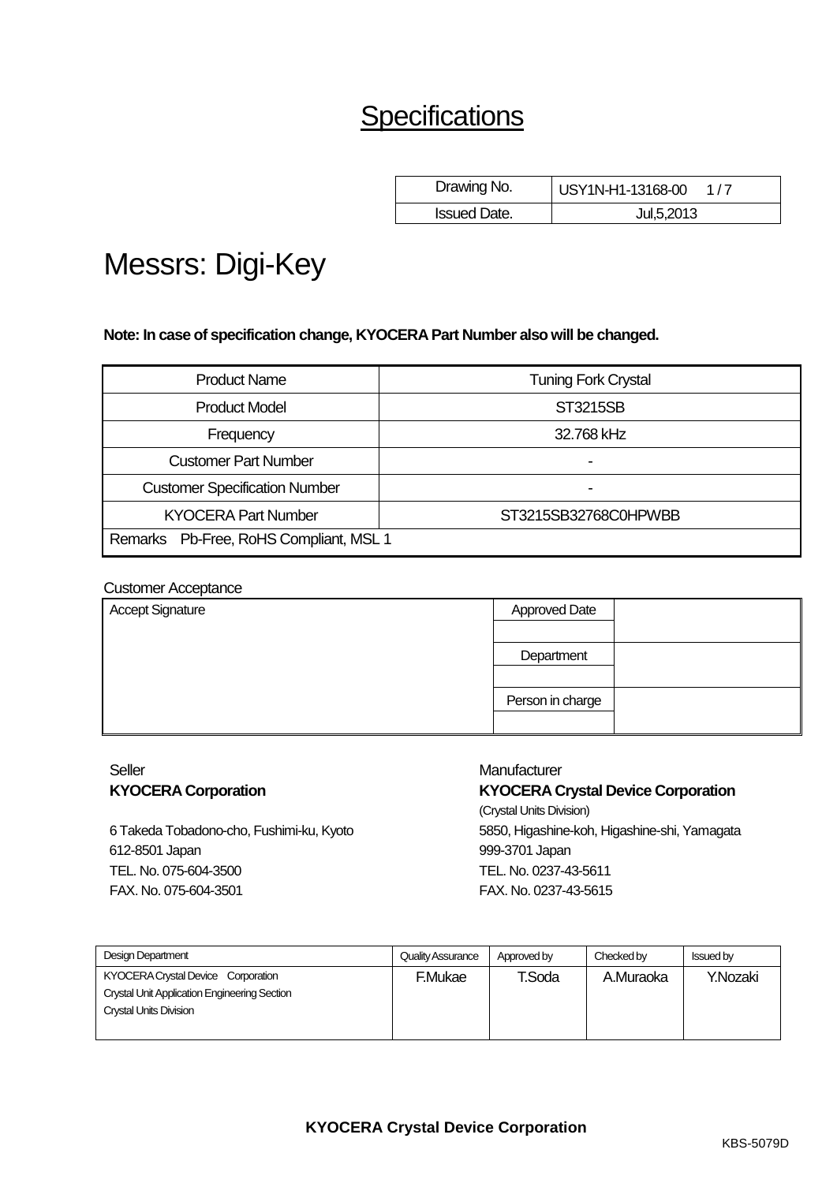# Specifications

| Drawing No. | USY1N-H1-13168-00 |
|---|---|
| Issued Date. | Jul,5,2013 |

# Messrs: Digi-Key

**Note: In case of specification change, KYOCERA Part Number also will be changed.**

| Product Name | Tuning Fork Crystal |
|---|---|
| Product Model | ST3215SB |
| Frequency | 32.768 kHz |
| Customer Part Number | - |
| Customer Specification Number | - |
| KYOCERA Part Number | ST3215SB32768C0HPWBB |
| Remarks Pb-Free, RoHS Compliant, MSL 1 | |

Customer Acceptance

| Accept Signature | Approved Date | |
|---|---|---|
| | | |
| | Department | |
| | | |
| | Person in charge | |
| | | |

Seller
**KYOCERA Corporation**

6 Takeda Tobadono-cho, Fushimi-ku, Kyoto
612-8501 Japan
TEL. No. 075-604-3500
FAX. No. 075-604-3501

Manufacturer
**KYOCERA Crystal Device Corporation**
(Crystal Units Division)
5850, Higashine-koh, Higashine-shi, Yamagata
999-3701 Japan
TEL. No. 0237-43-5611
FAX. No. 0237-43-5615

| Design Department | Quality Assurance | Approved by | Checked by | Issued by |
|---|---|---|---|---|
| KYOCERA Crystal Device Corporation<br>Crystal Unit Application Engineering Section<br>Crystal Units Division | F.Mukae | T.Soda | A.Muraoka | Y.Nozaki |

**KYOCERA Crystal Device Corporation**

KBS-5079D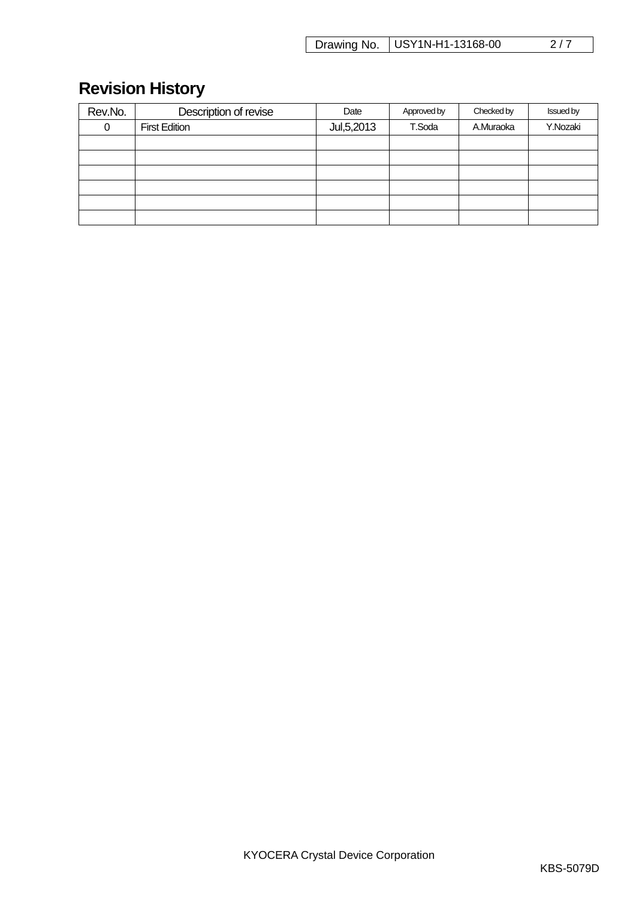# Revision History

| Rev.No. | Description of revise | Date | Approved by | Checked by | Issued by |
|---|---|---|---|---|---|
| 0 | First Edition | Jul,5,2013 | T.Soda | A.Muraoka | Y.Nozaki |
| | | | | | |
| | | | | | |
| | | | | | |
| | | | | | |
| | | | | | |
| | | | | | |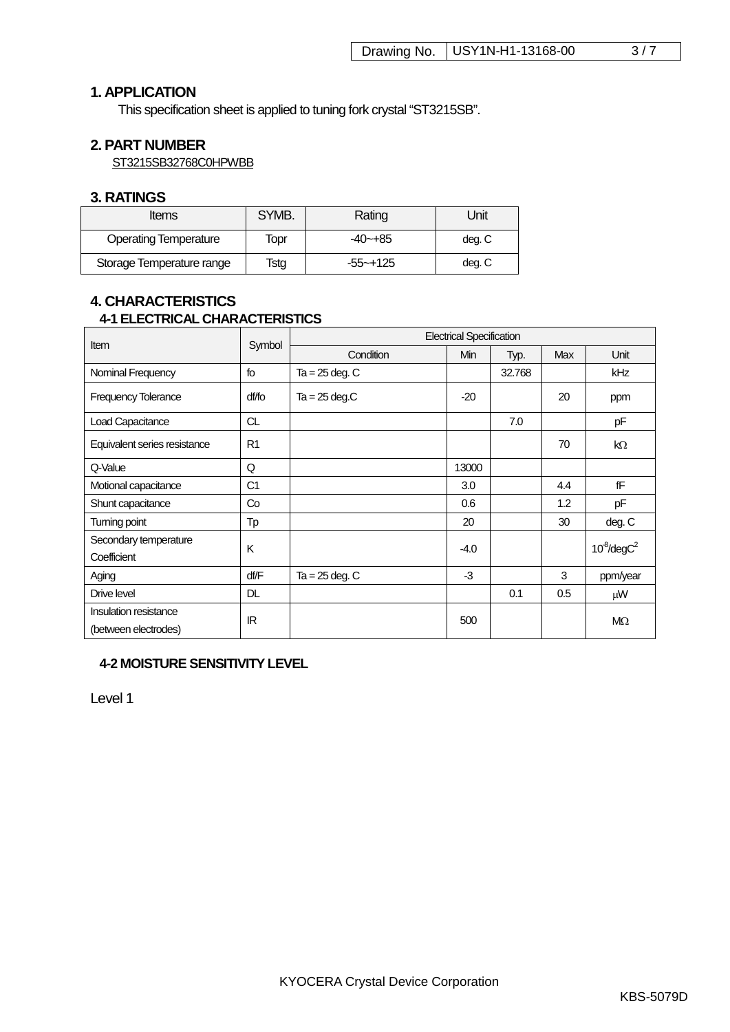## 1. APPLICATION

This specification sheet is applied to tuning fork crystal "ST3215SB".

## 2. PART NUMBER

ST3215SB32768C0HPWBB

## 3. RATINGS

| Items | SYMB. | Rating | Unit |
|---|---|---|---|
| Operating Temperature | Topr | -40~+85 | deg. C |
| Storage Temperature range | Tstg | -55~+125 | deg. C |

## 4. CHARACTERISTICS

### 4-1 ELECTRICAL CHARACTERISTICS

| Item | Symbol | Electrical Specification | | | | |
|---|---|---|---|---|---|---|
| | | Condition | Min | Typ. | Max | Unit |
| Nominal Frequency | fo | Ta = 25 deg. C | | 32.768 | | kHz |
| Frequency Tolerance | df/fo | Ta = 25 deg.C | -20 | | 20 | ppm |
| Load Capacitance | CL | | | 7.0 | | pF |
| Equivalent series resistance | R1 | | | | 70 | kΩ |
| Q-Value | Q | | 13000 | | | |
| Motional capacitance | C1 | | 3.0 | | 4.4 | fF |
| Shunt capacitance | Co | | 0.6 | | 1.2 | pF |
| Turning point | Tp | | 20 | | 30 | deg. C |
| Secondary temperature Coefficient | K | | -4.0 | | | $10^{-8}$/deg$C^2$ |
| Aging | df/F | Ta = 25 deg. C | -3 | | 3 | ppm/year |
| Drive level | DL | | | 0.1 | 0.5 | μW |
| Insulation resistance (between electrodes) | IR | | 500 | | | MΩ |

### 4-2 MOISTURE SENSITIVITY LEVEL

Level 1

KYOCERA Crystal Device Corporation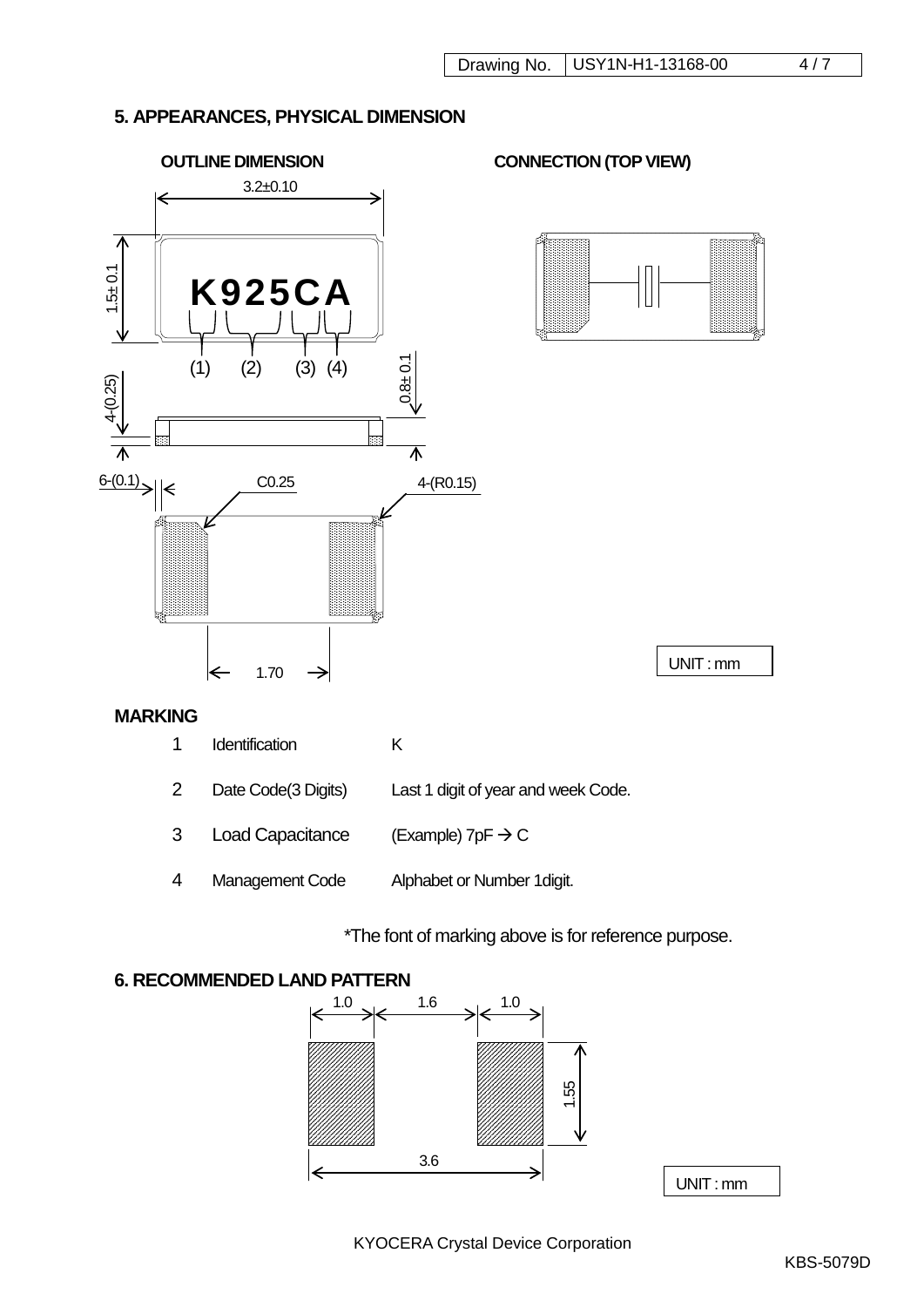## 5. APPEARANCES, PHYSICAL DIMENSION

**OUTLINE DIMENSION**

3.2±0.10

1.5± 0.1

K925CA

(1) (2) (3) (4)

0.8± 0.1

4-(0.25)

6-(0.1)

C0.25

4-(R0.15)

1.70

**CONNECTION (TOP VIEW)**

UNIT : mm

### MARKING

| | | |
|---|---|---|
| 1 | Identification | K |
| 2 | Date Code(3 Digits) | Last 1 digit of year and week Code. |
| 3 | Load Capacitance | (Example) 7pF → C |
| 4 | Management Code | Alphabet or Number 1digit. |

*The font of marking above is for reference purpose.

## 6. RECOMMENDED LAND PATTERN

1.0 1.6 1.0

1.55

3.6

UNIT : mm

KYOCERA Crystal Device Corporation

KBS-5079D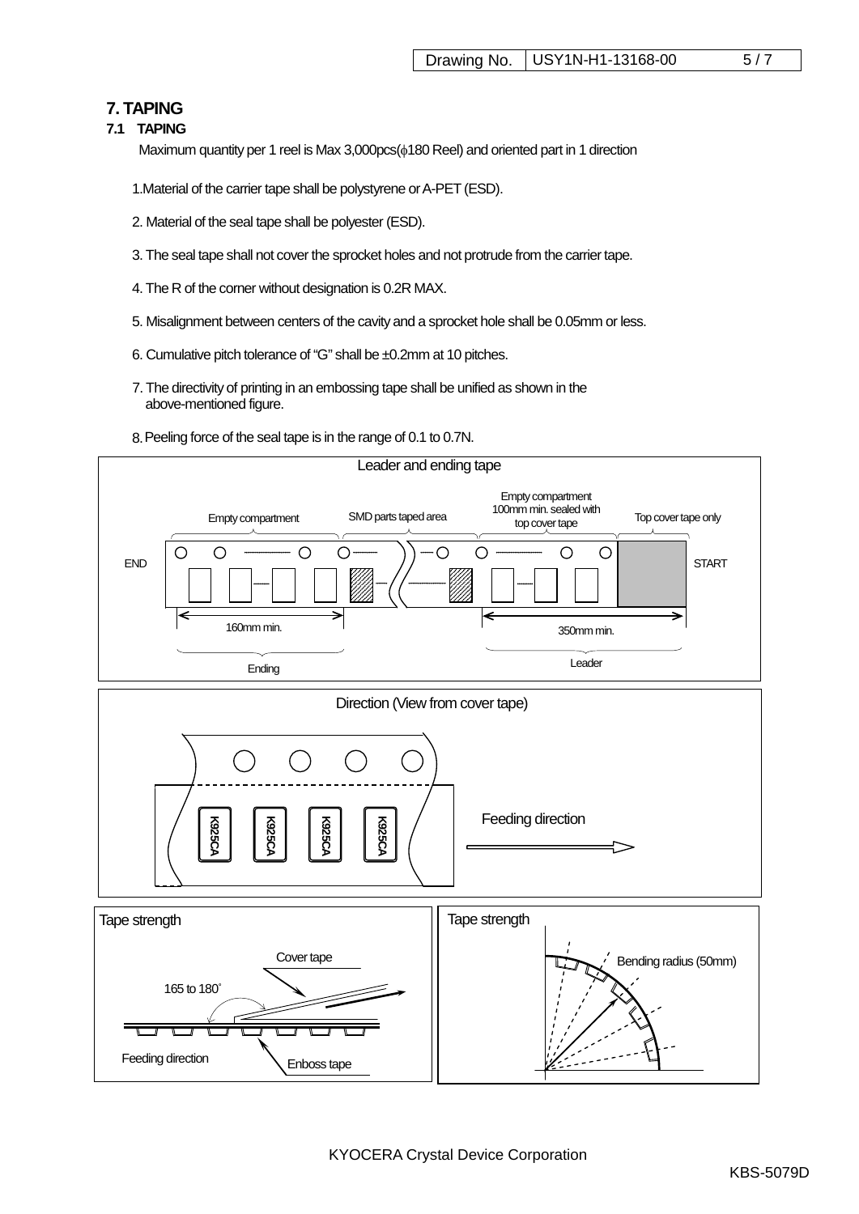## 7. TAPING

### 7.1 TAPING

Maximum quantity per 1 reel is Max 3,000pcs(ϕ180 Reel) and oriented part in 1 direction

1. Material of the carrier tape shall be polystyrene or A-PET (ESD).

2. Material of the seal tape shall be polyester (ESD).

3. The seal tape shall not cover the sprocket holes and not protrude from the carrier tape.

4. The R of the corner without designation is 0.2R MAX.

5. Misalignment between centers of the cavity and a sprocket hole shall be 0.05mm or less.

6. Cumulative pitch tolerance of "G" shall be ±0.2mm at 10 pitches.

7. The directivity of printing in an embossing tape shall be unified as shown in the above-mentioned figure.

8. Peeling force of the seal tape is in the range of 0.1 to 0.7N.

Leader and ending tape

END | Empty compartment | SMD parts taped area | Empty compartment 100mm min. sealed with top cover tape | Top cover tape only | START

160mm min. — Ending

350mm min. — Leader

Direction (View from cover tape)

K925CA K925CA K925CA K925CA

Feeding direction

Tape strength

Cover tape

165 to 180˚

Feeding direction

Enboss tape

Tape strength

Bending radius (50mm)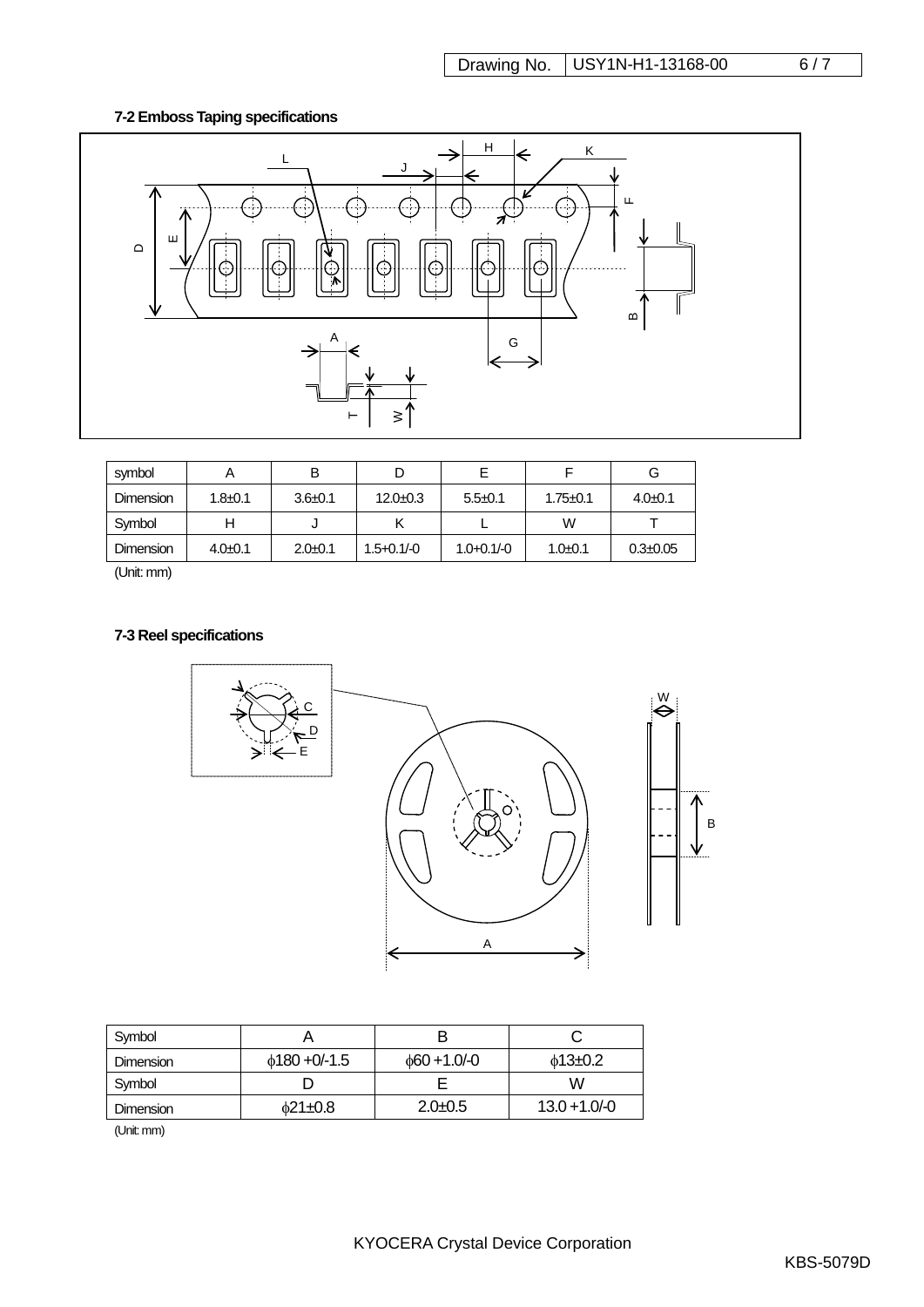### 7-2 Emboss Taping specifications

| symbol | A | B | D | E | F | G |
|---|---|---|---|---|---|---|
| Dimension | 1.8±0.1 | 3.6±0.1 | 12.0±0.3 | 5.5±0.1 | 1.75±0.1 | 4.0±0.1 |
| Symbol | H | J | K | L | W | T |
| Dimension | 4.0±0.1 | 2.0±0.1 | 1.5+0.1/-0 | 1.0+0.1/-0 | 1.0±0.1 | 0.3±0.05 |

(Unit: mm)

### 7-3 Reel specifications

| Symbol | A | B | C |
|---|---|---|---|
| Dimension | ϕ180 +0/-1.5 | ϕ60 +1.0/-0 | ϕ13±0.2 |
| Symbol | D | E | W |
| Dimension | ϕ21±0.8 | 2.0±0.5 | 13.0 +1.0/-0 |

(Unit: mm)

KYOCERA Crystal Device Corporation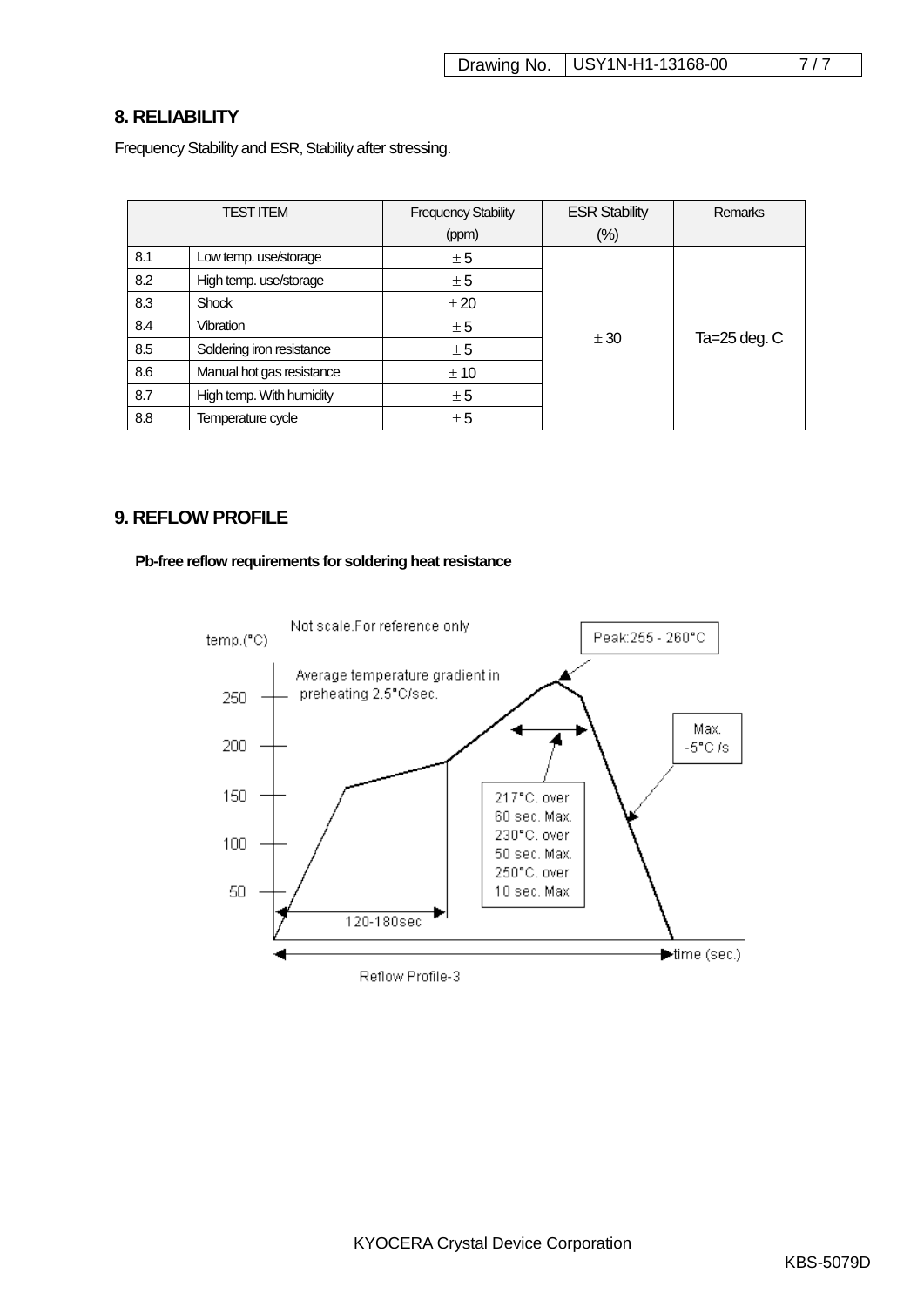## 8. RELIABILITY

Frequency Stability and ESR, Stability after stressing.

| TEST ITEM | | Frequency Stability (ppm) | ESR Stability (%) | Remarks |
|---|---|---|---|---|
| 8.1 | Low temp. use/storage | ±5 | ±30 | Ta=25 deg. C |
| 8.2 | High temp. use/storage | ±5 | | |
| 8.3 | Shock | ±20 | | |
| 8.4 | Vibration | ±5 | | |
| 8.5 | Soldering iron resistance | ±5 | | |
| 8.6 | Manual hot gas resistance | ±10 | | |
| 8.7 | High temp. With humidity | ±5 | | |
| 8.8 | Temperature cycle | ±5 | | |

## 9. REFLOW PROFILE

**Pb-free reflow requirements for soldering heat resistance**

Not scale.For reference only

temp.(°C)

250
200
150
100
50

Average temperature gradient in preheating 2.5°C/sec.

Peak:255 - 260°C

Max. -5°C /s

217°C. over 60 sec. Max.
230°C. over 50 sec. Max.
250°C. over 10 sec. Max

120-180sec

time (sec.)

Reflow Profile-3

KYOCERA Crystal Device Corporation